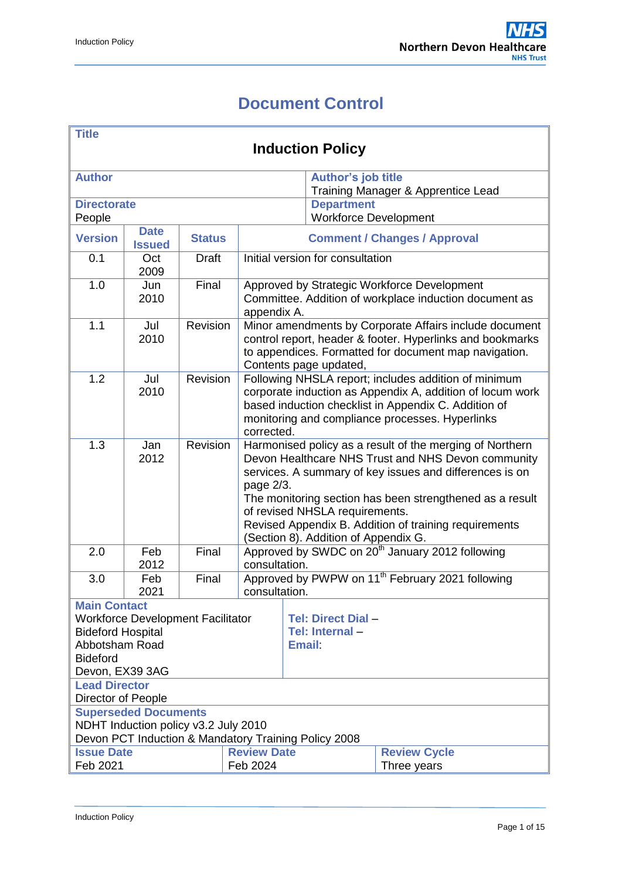# Document Control

| **Title** | | | | |
|---|---|---|---|---|
| **Induction Policy** | | | | |
| **Author** | | | **Author's job title**<br>Training Manager & Apprentice Lead | |
| **Directorate**<br>People | | | **Department**<br>Workforce Development | |
| **Version** | **Date Issued** | **Status** | **Comment / Changes / Approval** | |
| 0.1 | Oct 2009 | Draft | Initial version for consultation | |
| 1.0 | Jun 2010 | Final | Approved by Strategic Workforce Development Committee. Addition of workplace induction document as appendix A. | |
| 1.1 | Jul 2010 | Revision | Minor amendments by Corporate Affairs include document control report, header & footer. Hyperlinks and bookmarks to appendices. Formatted for document map navigation. Contents page updated, | |
| 1.2 | Jul 2010 | Revision | Following NHSLA report; includes addition of minimum corporate induction as Appendix A, addition of locum work based induction checklist in Appendix C. Addition of monitoring and compliance processes. Hyperlinks corrected. | |
| 1.3 | Jan 2012 | Revision | Harmonised policy as a result of the merging of Northern Devon Healthcare NHS Trust and NHS Devon community services. A summary of key issues and differences is on page 2/3.<br>The monitoring section has been strengthened as a result of revised NHSLA requirements.<br>Revised Appendix B. Addition of training requirements (Section 8). Addition of Appendix G. | |
| 2.0 | Feb 2012 | Final | Approved by SWDC on 20th January 2012 following consultation. | |
| 3.0 | Feb 2021 | Final | Approved by PWPW on 11th February 2021 following consultation. | |
| **Main Contact**<br>Workforce Development Facilitator<br>Bideford Hospital<br>Abbotsham Road<br>Bideford<br>Devon, EX39 3AG | | | **Tel: Direct Dial** –<br>**Tel: Internal** –<br>**Email**: | |
| **Lead Director**<br>Director of People | | | | |
| **Superseded Documents**<br>NDHT Induction policy v3.2 July 2010<br>Devon PCT Induction & Mandatory Training Policy 2008 | | | | |
| **Issue Date**<br>Feb 2021 | | **Review Date**<br>Feb 2024 | | **Review Cycle**<br>Three years |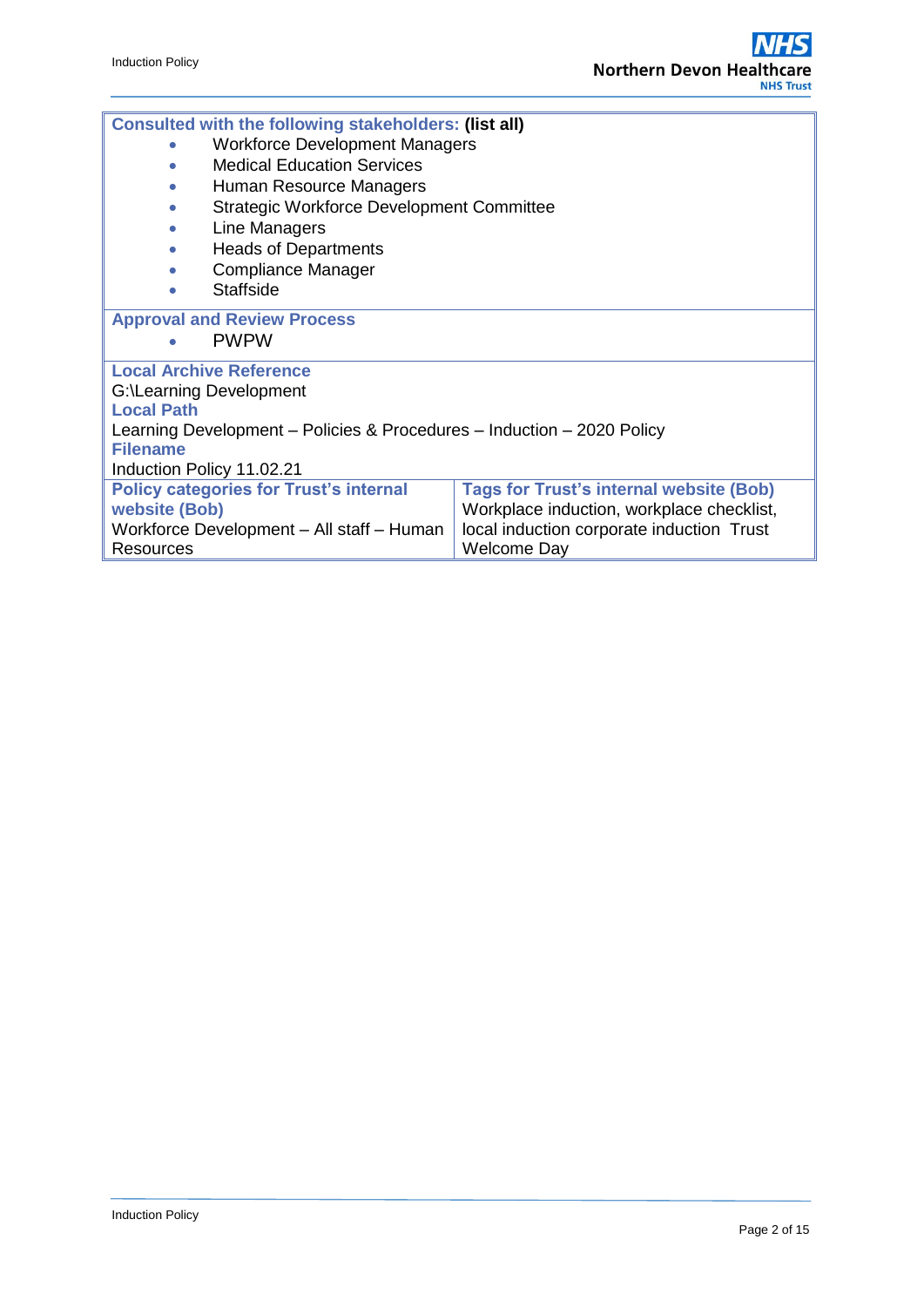**Consulted with the following stakeholders: (list all)**

- Workforce Development Managers
- Medical Education Services
- Human Resource Managers
- Strategic Workforce Development Committee
- Line Managers
- Heads of Departments
- Compliance Manager
- Staffside

**Approval and Review Process**

- PWPW

**Local Archive Reference**

G:\Learning Development

**Local Path**

Learning Development – Policies & Procedures – Induction – 2020 Policy

**Filename**

Induction Policy 11.02.21

| Policy categories for Trust's internal website (Bob) | Tags for Trust's internal website (Bob) |
|---|---|
| Workforce Development – All staff – Human Resources | Workplace induction, workplace checklist, local induction corporate induction Trust Welcome Day |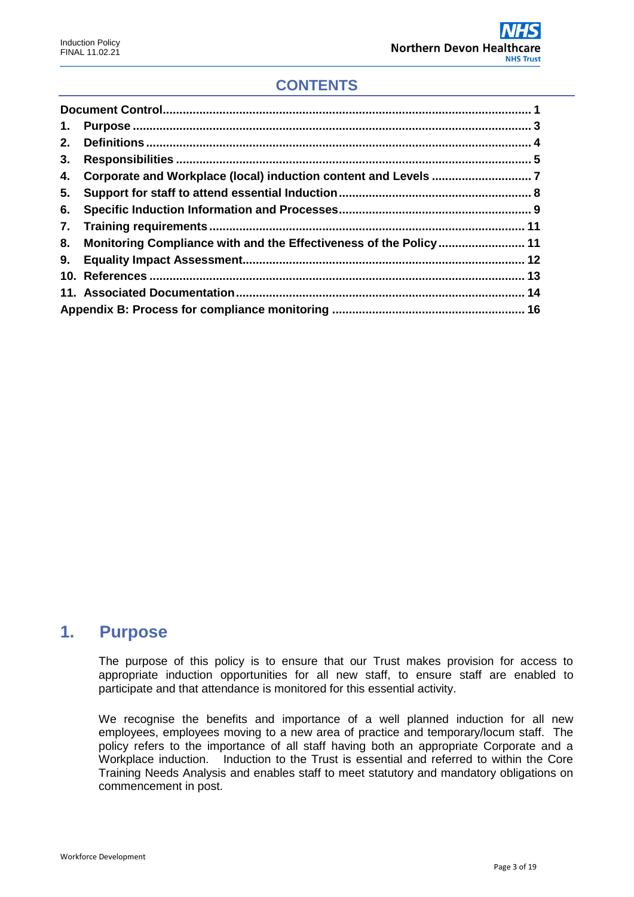## CONTENTS

| | |
|---|---|
| **Document Control** | **1** |
| **1. Purpose** | **3** |
| **2. Definitions** | **4** |
| **3. Responsibilities** | **5** |
| **4. Corporate and Workplace (local) induction content and Levels** | **7** |
| **5. Support for staff to attend essential Induction** | **8** |
| **6. Specific Induction Information and Processes** | **9** |
| **7. Training requirements** | **11** |
| **8. Monitoring Compliance with and the Effectiveness of the Policy** | **11** |
| **9. Equality Impact Assessment** | **12** |
| **10. References** | **13** |
| **11. Associated Documentation** | **14** |
| **Appendix B: Process for compliance monitoring** | **16** |

# 1. Purpose

The purpose of this policy is to ensure that our Trust makes provision for access to appropriate induction opportunities for all new staff, to ensure staff are enabled to participate and that attendance is monitored for this essential activity.

We recognise the benefits and importance of a well planned induction for all new employees, employees moving to a new area of practice and temporary/locum staff. The policy refers to the importance of all staff having both an appropriate Corporate and a Workplace induction. Induction to the Trust is essential and referred to within the Core Training Needs Analysis and enables staff to meet statutory and mandatory obligations on commencement in post.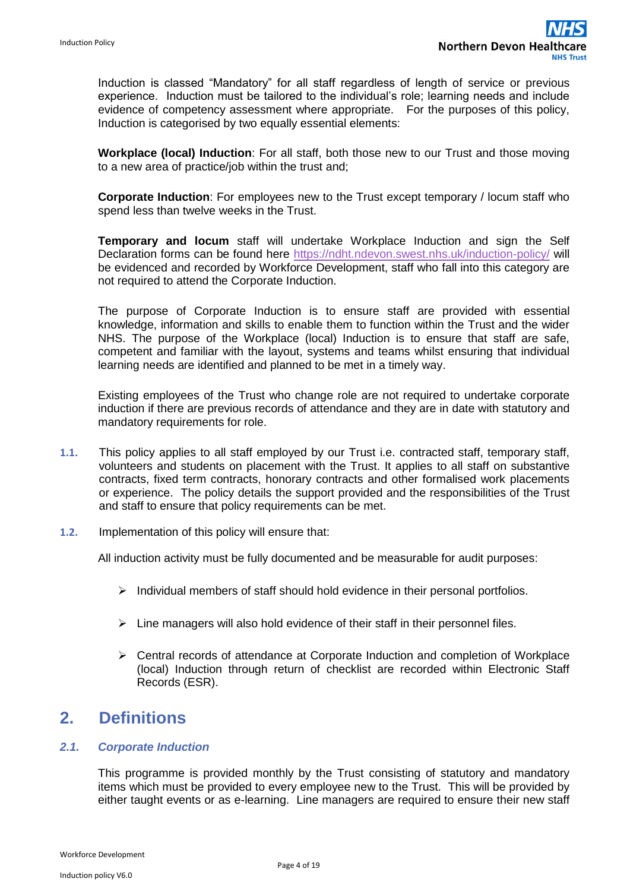Induction is classed "Mandatory" for all staff regardless of length of service or previous experience. Induction must be tailored to the individual's role; learning needs and include evidence of competency assessment where appropriate. For the purposes of this policy, Induction is categorised by two equally essential elements:

**Workplace (local) Induction**: For all staff, both those new to our Trust and those moving to a new area of practice/job within the trust and;

**Corporate Induction**: For employees new to the Trust except temporary / locum staff who spend less than twelve weeks in the Trust.

**Temporary and locum** staff will undertake Workplace Induction and sign the Self Declaration forms can be found here https://ndht.ndevon.swest.nhs.uk/induction-policy/ will be evidenced and recorded by Workforce Development, staff who fall into this category are not required to attend the Corporate Induction.

The purpose of Corporate Induction is to ensure staff are provided with essential knowledge, information and skills to enable them to function within the Trust and the wider NHS. The purpose of the Workplace (local) Induction is to ensure that staff are safe, competent and familiar with the layout, systems and teams whilst ensuring that individual learning needs are identified and planned to be met in a timely way.

Existing employees of the Trust who change role are not required to undertake corporate induction if there are previous records of attendance and they are in date with statutory and mandatory requirements for role.

**1.1.** This policy applies to all staff employed by our Trust i.e. contracted staff, temporary staff, volunteers and students on placement with the Trust. It applies to all staff on substantive contracts, fixed term contracts, honorary contracts and other formalised work placements or experience. The policy details the support provided and the responsibilities of the Trust and staff to ensure that policy requirements can be met.

**1.2.** Implementation of this policy will ensure that:

All induction activity must be fully documented and be measurable for audit purposes:

- Individual members of staff should hold evidence in their personal portfolios.
- Line managers will also hold evidence of their staff in their personnel files.
- Central records of attendance at Corporate Induction and completion of Workplace (local) Induction through return of checklist are recorded within Electronic Staff Records (ESR).

## 2. Definitions

### *2.1. Corporate Induction*

This programme is provided monthly by the Trust consisting of statutory and mandatory items which must be provided to every employee new to the Trust. This will be provided by either taught events or as e-learning. Line managers are required to ensure their new staff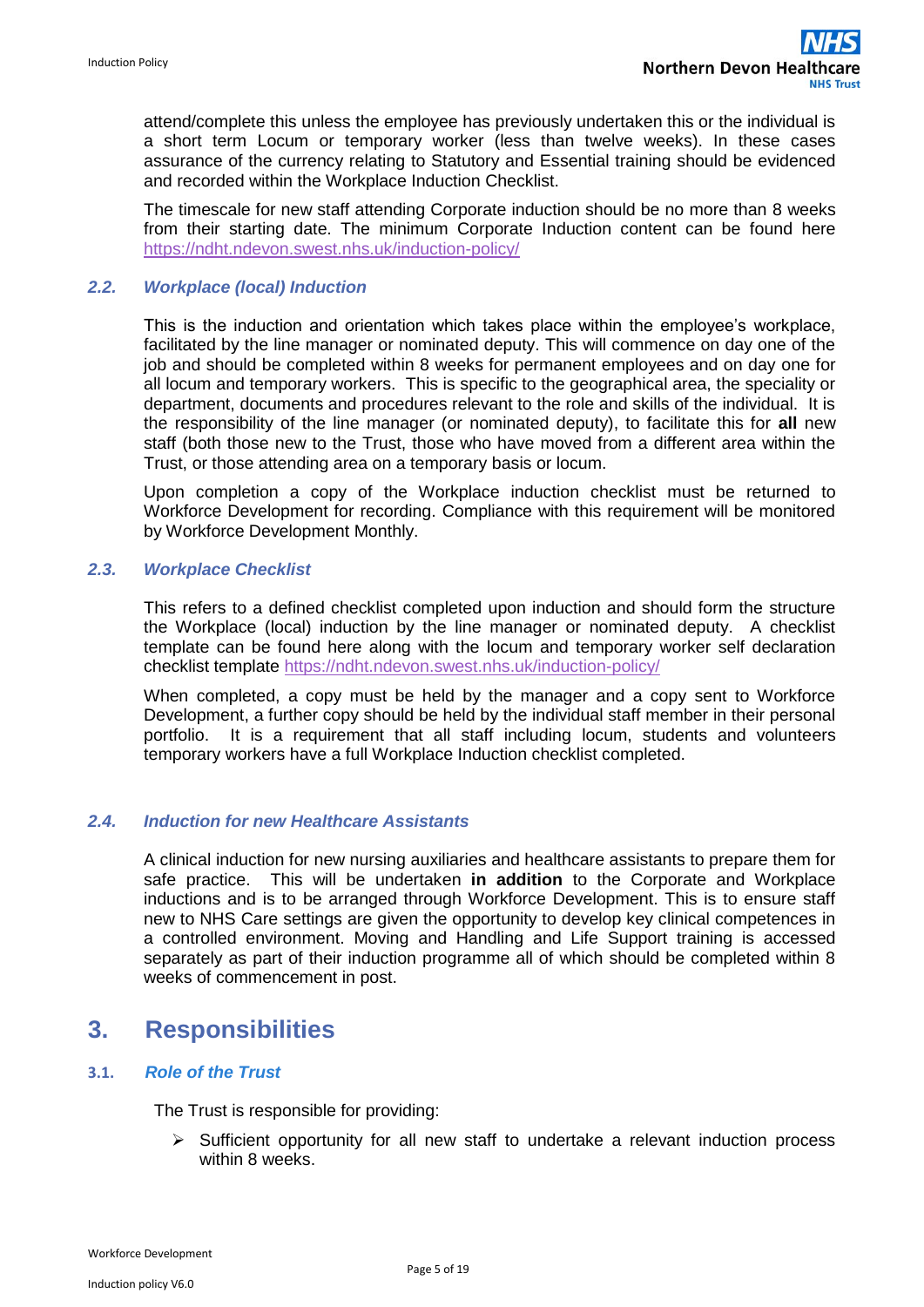attend/complete this unless the employee has previously undertaken this or the individual is a short term Locum or temporary worker (less than twelve weeks). In these cases assurance of the currency relating to Statutory and Essential training should be evidenced and recorded within the Workplace Induction Checklist.

The timescale for new staff attending Corporate induction should be no more than 8 weeks from their starting date. The minimum Corporate Induction content can be found here https://ndht.ndevon.swest.nhs.uk/induction-policy/

### *2.2. Workplace (local) Induction*

This is the induction and orientation which takes place within the employee's workplace, facilitated by the line manager or nominated deputy. This will commence on day one of the job and should be completed within 8 weeks for permanent employees and on day one for all locum and temporary workers. This is specific to the geographical area, the speciality or department, documents and procedures relevant to the role and skills of the individual. It is the responsibility of the line manager (or nominated deputy), to facilitate this for **all** new staff (both those new to the Trust, those who have moved from a different area within the Trust, or those attending area on a temporary basis or locum.

Upon completion a copy of the Workplace induction checklist must be returned to Workforce Development for recording. Compliance with this requirement will be monitored by Workforce Development Monthly.

### *2.3. Workplace Checklist*

This refers to a defined checklist completed upon induction and should form the structure the Workplace (local) induction by the line manager or nominated deputy. A checklist template can be found here along with the locum and temporary worker self declaration checklist template https://ndht.ndevon.swest.nhs.uk/induction-policy/

When completed, a copy must be held by the manager and a copy sent to Workforce Development, a further copy should be held by the individual staff member in their personal portfolio. It is a requirement that all staff including locum, students and volunteers temporary workers have a full Workplace Induction checklist completed.

### *2.4. Induction for new Healthcare Assistants*

A clinical induction for new nursing auxiliaries and healthcare assistants to prepare them for safe practice. This will be undertaken **in addition** to the Corporate and Workplace inductions and is to be arranged through Workforce Development. This is to ensure staff new to NHS Care settings are given the opportunity to develop key clinical competences in a controlled environment. Moving and Handling and Life Support training is accessed separately as part of their induction programme all of which should be completed within 8 weeks of commencement in post.

## 3. Responsibilities

### 3.1. *Role of the Trust*

The Trust is responsible for providing:

- Sufficient opportunity for all new staff to undertake a relevant induction process within 8 weeks.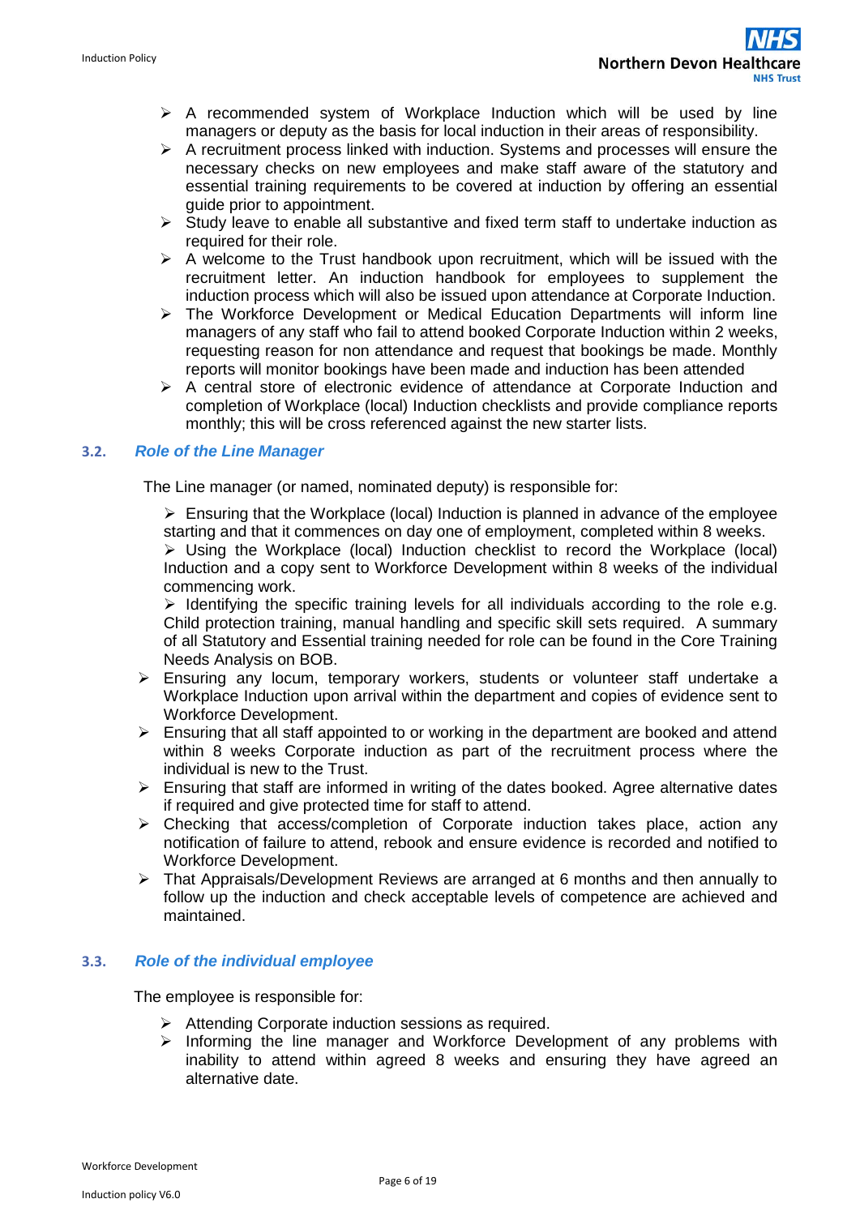- A recommended system of Workplace Induction which will be used by line managers or deputy as the basis for local induction in their areas of responsibility.
- A recruitment process linked with induction. Systems and processes will ensure the necessary checks on new employees and make staff aware of the statutory and essential training requirements to be covered at induction by offering an essential guide prior to appointment.
- Study leave to enable all substantive and fixed term staff to undertake induction as required for their role.
- A welcome to the Trust handbook upon recruitment, which will be issued with the recruitment letter. An induction handbook for employees to supplement the induction process which will also be issued upon attendance at Corporate Induction.
- The Workforce Development or Medical Education Departments will inform line managers of any staff who fail to attend booked Corporate Induction within 2 weeks, requesting reason for non attendance and request that bookings be made. Monthly reports will monitor bookings have been made and induction has been attended
- A central store of electronic evidence of attendance at Corporate Induction and completion of Workplace (local) Induction checklists and provide compliance reports monthly; this will be cross referenced against the new starter lists.

### 3.2. *Role of the Line Manager*

The Line manager (or named, nominated deputy) is responsible for:

- Ensuring that the Workplace (local) Induction is planned in advance of the employee starting and that it commences on day one of employment, completed within 8 weeks.
- Using the Workplace (local) Induction checklist to record the Workplace (local) Induction and a copy sent to Workforce Development within 8 weeks of the individual commencing work.
- Identifying the specific training levels for all individuals according to the role e.g. Child protection training, manual handling and specific skill sets required. A summary of all Statutory and Essential training needed for role can be found in the Core Training Needs Analysis on BOB.
- Ensuring any locum, temporary workers, students or volunteer staff undertake a Workplace Induction upon arrival within the department and copies of evidence sent to Workforce Development.
- Ensuring that all staff appointed to or working in the department are booked and attend within 8 weeks Corporate induction as part of the recruitment process where the individual is new to the Trust.
- Ensuring that staff are informed in writing of the dates booked. Agree alternative dates if required and give protected time for staff to attend.
- Checking that access/completion of Corporate induction takes place, action any notification of failure to attend, rebook and ensure evidence is recorded and notified to Workforce Development.
- That Appraisals/Development Reviews are arranged at 6 months and then annually to follow up the induction and check acceptable levels of competence are achieved and maintained.

### 3.3. *Role of the individual employee*

The employee is responsible for:

- Attending Corporate induction sessions as required.
- Informing the line manager and Workforce Development of any problems with inability to attend within agreed 8 weeks and ensuring they have agreed an alternative date.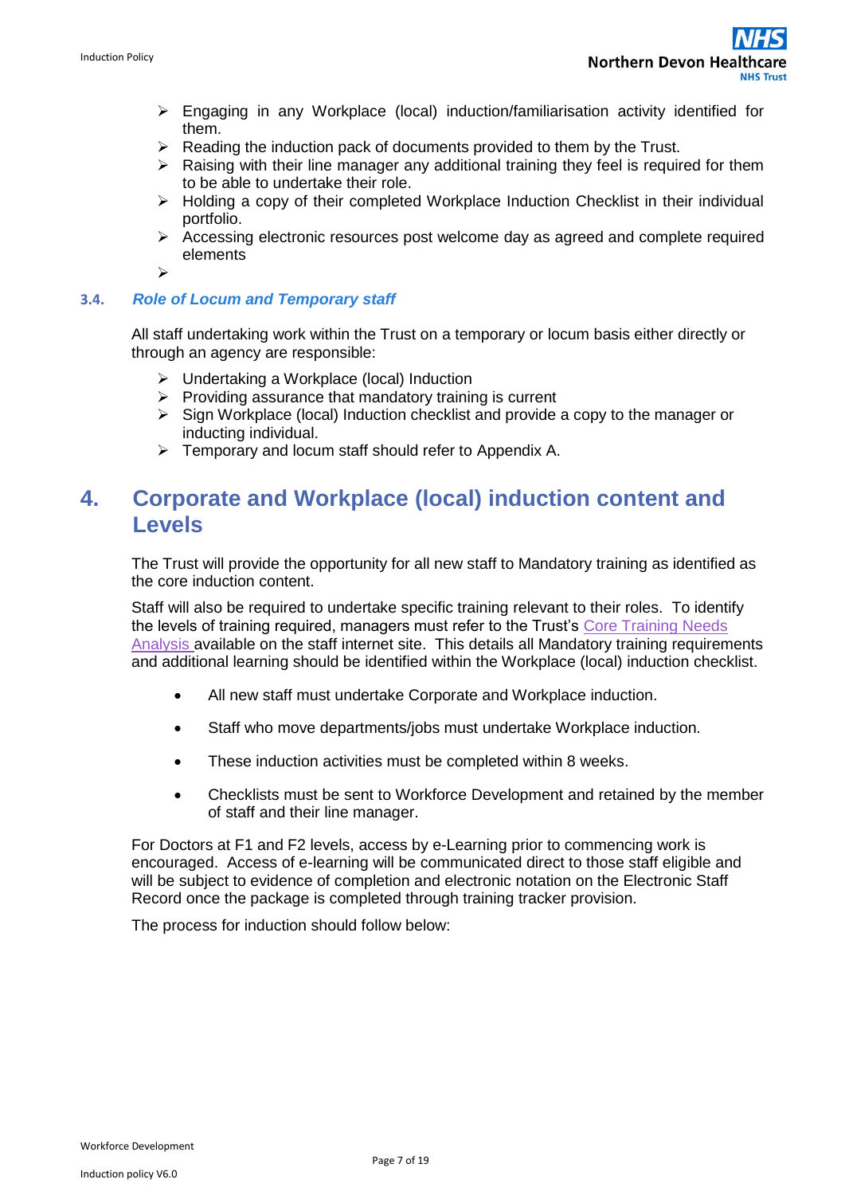- Engaging in any Workplace (local) induction/familiarisation activity identified for them.
- Reading the induction pack of documents provided to them by the Trust.
- Raising with their line manager any additional training they feel is required for them to be able to undertake their role.
- Holding a copy of their completed Workplace Induction Checklist in their individual portfolio.
- Accessing electronic resources post welcome day as agreed and complete required elements

### 3.4. *Role of Locum and Temporary staff*

All staff undertaking work within the Trust on a temporary or locum basis either directly or through an agency are responsible:

- Undertaking a Workplace (local) Induction
- Providing assurance that mandatory training is current
- Sign Workplace (local) Induction checklist and provide a copy to the manager or inducting individual.
- Temporary and locum staff should refer to Appendix A.

## 4. Corporate and Workplace (local) induction content and Levels

The Trust will provide the opportunity for all new staff to Mandatory training as identified as the core induction content.

Staff will also be required to undertake specific training relevant to their roles. To identify the levels of training required, managers must refer to the Trust's Core Training Needs Analysis available on the staff internet site. This details all Mandatory training requirements and additional learning should be identified within the Workplace (local) induction checklist.

- All new staff must undertake Corporate and Workplace induction.
- Staff who move departments/jobs must undertake Workplace induction.
- These induction activities must be completed within 8 weeks.
- Checklists must be sent to Workforce Development and retained by the member of staff and their line manager.

For Doctors at F1 and F2 levels, access by e-Learning prior to commencing work is encouraged. Access of e-learning will be communicated direct to those staff eligible and will be subject to evidence of completion and electronic notation on the Electronic Staff Record once the package is completed through training tracker provision.

The process for induction should follow below: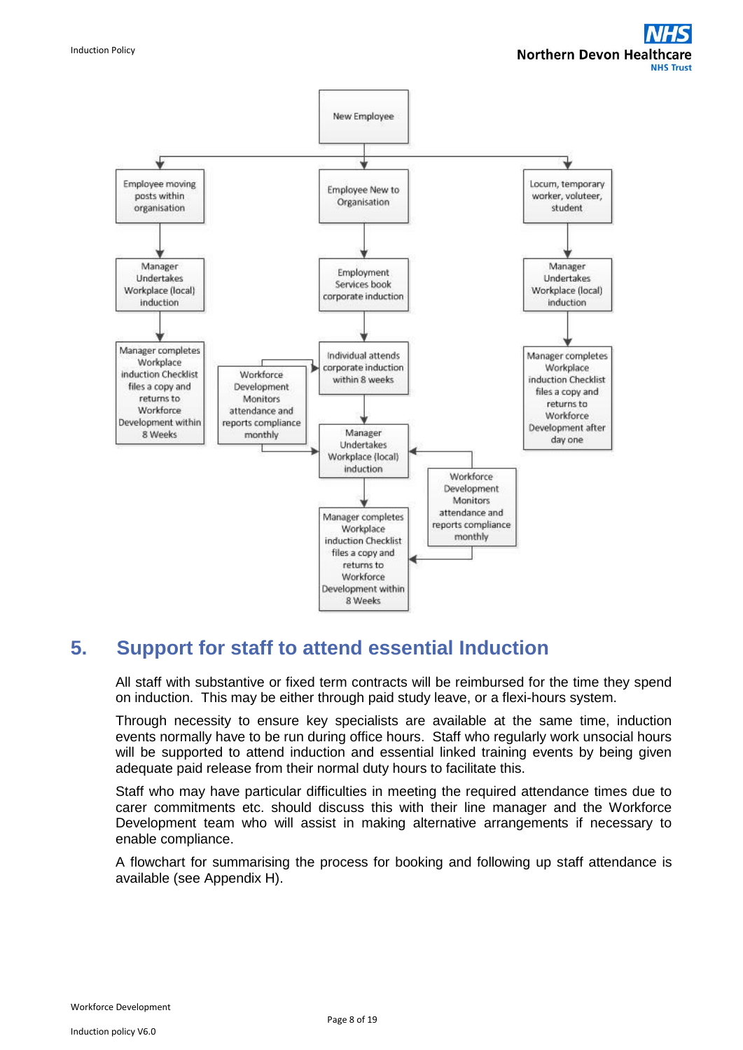New Employee

- **Employee moving posts within organisation**
  - Manager Undertakes Workplace (local) induction
  - Manager completes Workplace induction Checklist files a copy and returns to Workforce Development within 8 Weeks
- **Employee New to Organisation**
  - Employment Services book corporate induction
  - Individual attends corporate induction within 8 weeks
  - Workforce Development Monitors attendance and reports compliance monthly
  - Manager Undertakes Workplace (local) induction
  - Workforce Development Monitors attendance and reports compliance monthly
  - Manager completes Workplace induction Checklist files a copy and returns to Workforce Development within 8 Weeks
- **Locum, temporary worker, voluteer, student**
  - Manager Undertakes Workplace (local) induction
  - Manager completes Workplace induction Checklist files a copy and returns to Workforce Development after day one

## 5. Support for staff to attend essential Induction

All staff with substantive or fixed term contracts will be reimbursed for the time they spend on induction. This may be either through paid study leave, or a flexi-hours system.

Through necessity to ensure key specialists are available at the same time, induction events normally have to be run during office hours. Staff who regularly work unsocial hours will be supported to attend induction and essential linked training events by being given adequate paid release from their normal duty hours to facilitate this.

Staff who may have particular difficulties in meeting the required attendance times due to carer commitments etc. should discuss this with their line manager and the Workforce Development team who will assist in making alternative arrangements if necessary to enable compliance.

A flowchart for summarising the process for booking and following up staff attendance is available (see Appendix H).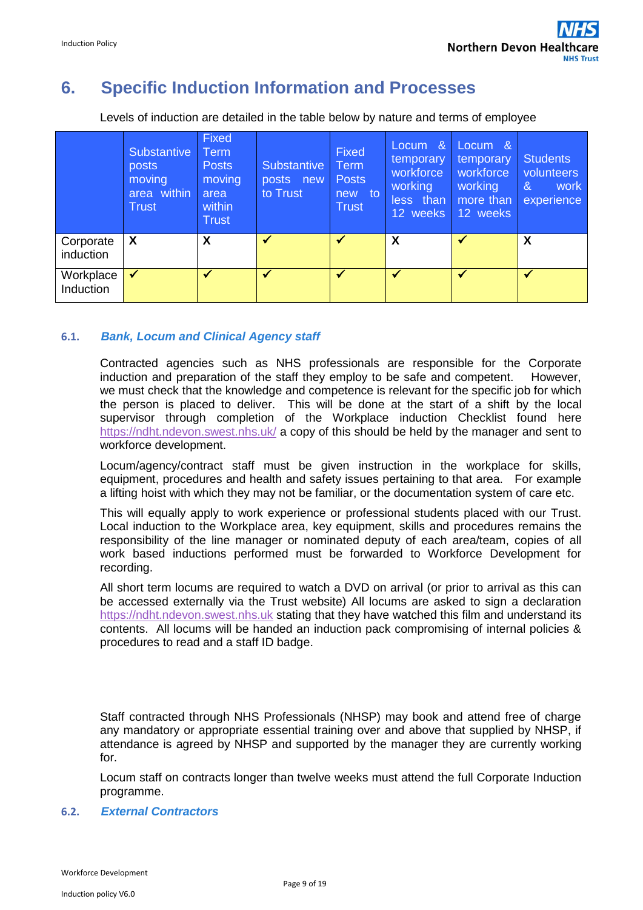## 6. Specific Induction Information and Processes

Levels of induction are detailed in the table below by nature and terms of employee

| | Substantive posts moving area within Trust | Fixed Term Posts moving area within Trust | Substantive posts new to Trust | Fixed Term Posts new to Trust | Locum & temporary workforce working less than 12 weeks | Locum & temporary workforce working more than 12 weeks | Students volunteers & work experience |
|---|---|---|---|---|---|---|---|
| Corporate induction | X | X | ✔ | ✔ | X | ✔ | X |
| Workplace Induction | ✔ | ✔ | ✔ | ✔ | ✔ | ✔ | ✔ |

### 6.1. *Bank, Locum and Clinical Agency staff*

Contracted agencies such as NHS professionals are responsible for the Corporate induction and preparation of the staff they employ to be safe and competent. However, we must check that the knowledge and competence is relevant for the specific job for which the person is placed to deliver. This will be done at the start of a shift by the local supervisor through completion of the Workplace induction Checklist found here https://ndht.ndevon.swest.nhs.uk/ a copy of this should be held by the manager and sent to workforce development.

Locum/agency/contract staff must be given instruction in the workplace for skills, equipment, procedures and health and safety issues pertaining to that area. For example a lifting hoist with which they may not be familiar, or the documentation system of care etc.

This will equally apply to work experience or professional students placed with our Trust. Local induction to the Workplace area, key equipment, skills and procedures remains the responsibility of the line manager or nominated deputy of each area/team, copies of all work based inductions performed must be forwarded to Workforce Development for recording.

All short term locums are required to watch a DVD on arrival (or prior to arrival as this can be accessed externally via the Trust website) All locums are asked to sign a declaration https://ndht.ndevon.swest.nhs.uk stating that they have watched this film and understand its contents. All locums will be handed an induction pack compromising of internal policies & procedures to read and a staff ID badge.

Staff contracted through NHS Professionals (NHSP) may book and attend free of charge any mandatory or appropriate essential training over and above that supplied by NHSP, if attendance is agreed by NHSP and supported by the manager they are currently working for.

Locum staff on contracts longer than twelve weeks must attend the full Corporate Induction programme.

### 6.2. *External Contractors*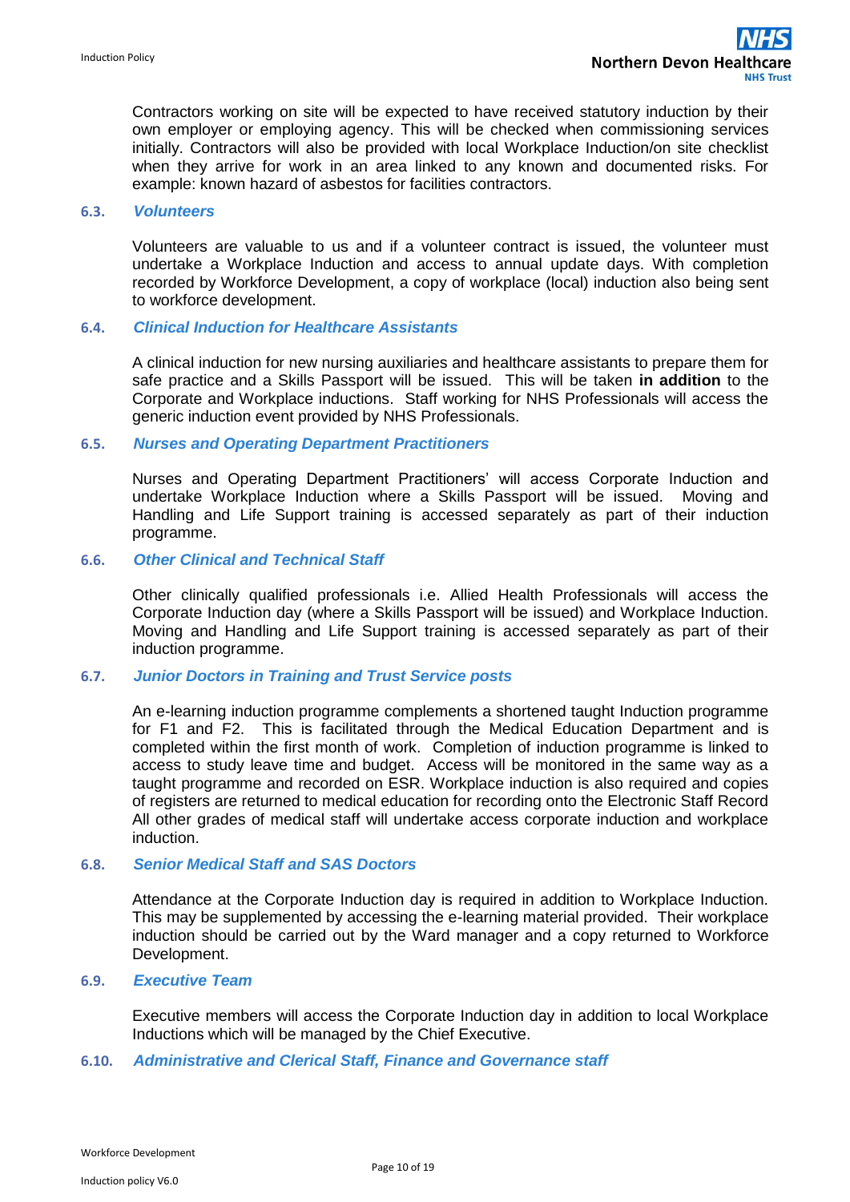Contractors working on site will be expected to have received statutory induction by their own employer or employing agency. This will be checked when commissioning services initially. Contractors will also be provided with local Workplace Induction/on site checklist when they arrive for work in an area linked to any known and documented risks. For example: known hazard of asbestos for facilities contractors.

### 6.3. *Volunteers*

Volunteers are valuable to us and if a volunteer contract is issued, the volunteer must undertake a Workplace Induction and access to annual update days. With completion recorded by Workforce Development, a copy of workplace (local) induction also being sent to workforce development.

### 6.4. *Clinical Induction for Healthcare Assistants*

A clinical induction for new nursing auxiliaries and healthcare assistants to prepare them for safe practice and a Skills Passport will be issued. This will be taken **in addition** to the Corporate and Workplace inductions. Staff working for NHS Professionals will access the generic induction event provided by NHS Professionals.

### 6.5. *Nurses and Operating Department Practitioners*

Nurses and Operating Department Practitioners' will access Corporate Induction and undertake Workplace Induction where a Skills Passport will be issued. Moving and Handling and Life Support training is accessed separately as part of their induction programme.

### 6.6. *Other Clinical and Technical Staff*

Other clinically qualified professionals i.e. Allied Health Professionals will access the Corporate Induction day (where a Skills Passport will be issued) and Workplace Induction. Moving and Handling and Life Support training is accessed separately as part of their induction programme.

### 6.7. *Junior Doctors in Training and Trust Service posts*

An e-learning induction programme complements a shortened taught Induction programme for F1 and F2. This is facilitated through the Medical Education Department and is completed within the first month of work. Completion of induction programme is linked to access to study leave time and budget. Access will be monitored in the same way as a taught programme and recorded on ESR. Workplace induction is also required and copies of registers are returned to medical education for recording onto the Electronic Staff Record All other grades of medical staff will undertake access corporate induction and workplace induction.

### 6.8. *Senior Medical Staff and SAS Doctors*

Attendance at the Corporate Induction day is required in addition to Workplace Induction. This may be supplemented by accessing the e-learning material provided. Their workplace induction should be carried out by the Ward manager and a copy returned to Workforce Development.

### 6.9. *Executive Team*

Executive members will access the Corporate Induction day in addition to local Workplace Inductions which will be managed by the Chief Executive.

### 6.10. *Administrative and Clerical Staff, Finance and Governance staff*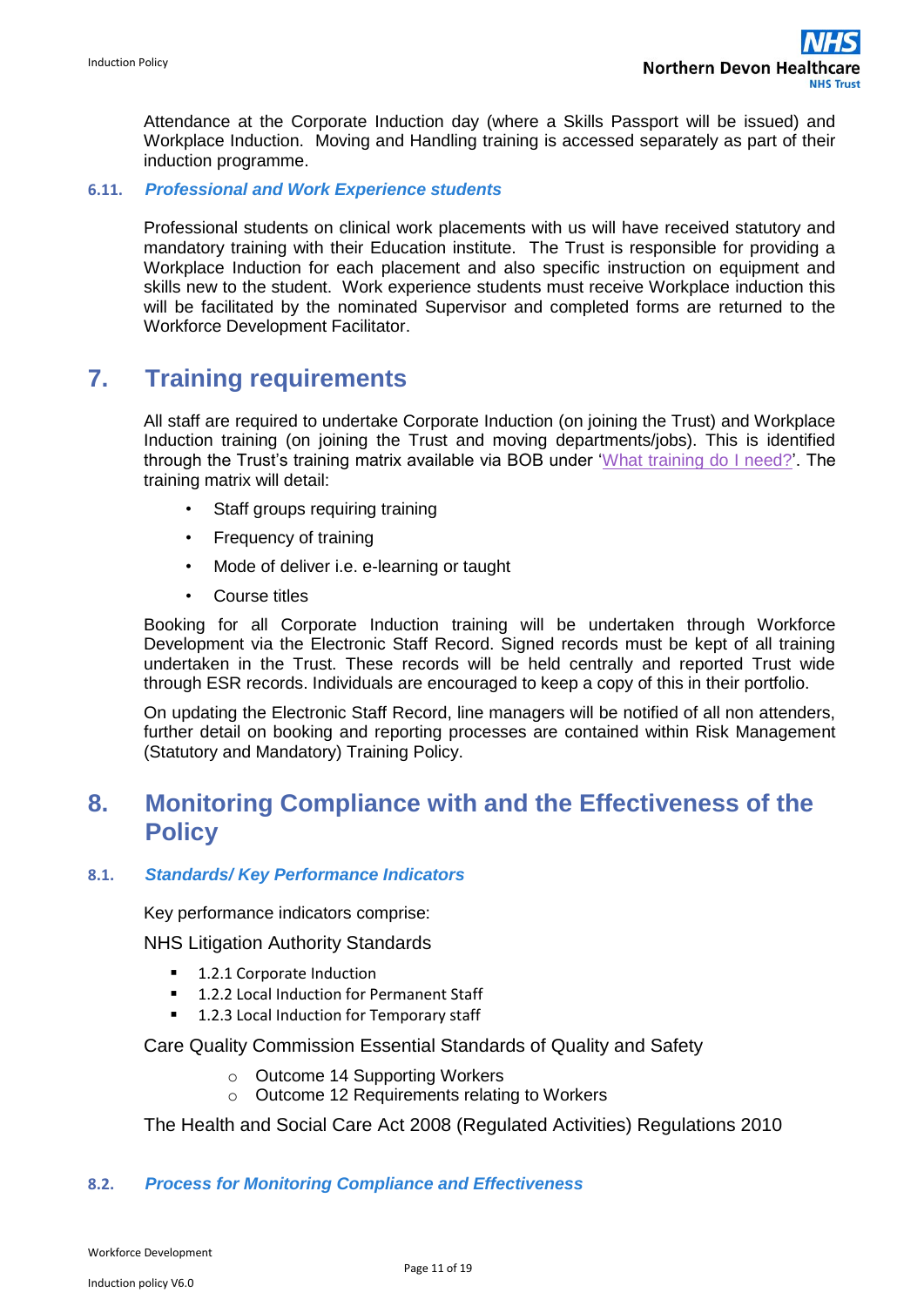Attendance at the Corporate Induction day (where a Skills Passport will be issued) and Workplace Induction. Moving and Handling training is accessed separately as part of their induction programme.

### 6.11. *Professional and Work Experience students*

Professional students on clinical work placements with us will have received statutory and mandatory training with their Education institute. The Trust is responsible for providing a Workplace Induction for each placement and also specific instruction on equipment and skills new to the student. Work experience students must receive Workplace induction this will be facilitated by the nominated Supervisor and completed forms are returned to the Workforce Development Facilitator.

## 7. Training requirements

All staff are required to undertake Corporate Induction (on joining the Trust) and Workplace Induction training (on joining the Trust and moving departments/jobs). This is identified through the Trust's training matrix available via BOB under 'What training do I need?'. The training matrix will detail:

- Staff groups requiring training
- Frequency of training
- Mode of deliver i.e. e-learning or taught
- Course titles

Booking for all Corporate Induction training will be undertaken through Workforce Development via the Electronic Staff Record. Signed records must be kept of all training undertaken in the Trust. These records will be held centrally and reported Trust wide through ESR records. Individuals are encouraged to keep a copy of this in their portfolio.

On updating the Electronic Staff Record, line managers will be notified of all non attenders, further detail on booking and reporting processes are contained within Risk Management (Statutory and Mandatory) Training Policy.

## 8. Monitoring Compliance with and the Effectiveness of the Policy

### 8.1. *Standards/ Key Performance Indicators*

Key performance indicators comprise:

NHS Litigation Authority Standards

- 1.2.1 Corporate Induction
- 1.2.2 Local Induction for Permanent Staff
- 1.2.3 Local Induction for Temporary staff

Care Quality Commission Essential Standards of Quality and Safety

- Outcome 14 Supporting Workers
- Outcome 12 Requirements relating to Workers

The Health and Social Care Act 2008 (Regulated Activities) Regulations 2010

### 8.2. *Process for Monitoring Compliance and Effectiveness*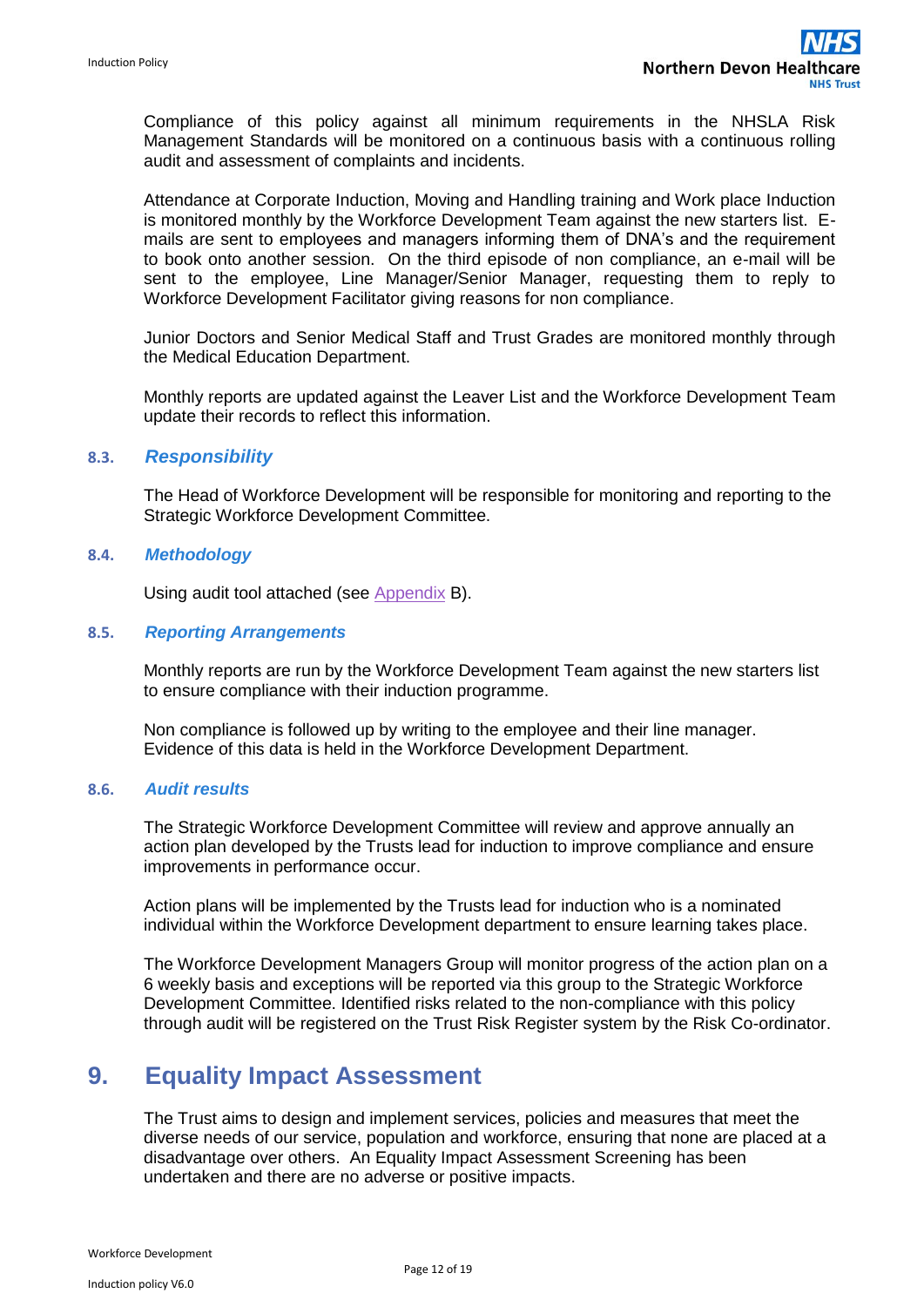Compliance of this policy against all minimum requirements in the NHSLA Risk Management Standards will be monitored on a continuous basis with a continuous rolling audit and assessment of complaints and incidents.

Attendance at Corporate Induction, Moving and Handling training and Work place Induction is monitored monthly by the Workforce Development Team against the new starters list. E-mails are sent to employees and managers informing them of DNA's and the requirement to book onto another session. On the third episode of non compliance, an e-mail will be sent to the employee, Line Manager/Senior Manager, requesting them to reply to Workforce Development Facilitator giving reasons for non compliance.

Junior Doctors and Senior Medical Staff and Trust Grades are monitored monthly through the Medical Education Department.

Monthly reports are updated against the Leaver List and the Workforce Development Team update their records to reflect this information.

### 8.3. *Responsibility*

The Head of Workforce Development will be responsible for monitoring and reporting to the Strategic Workforce Development Committee.

### 8.4. *Methodology*

Using audit tool attached (see Appendix B).

### 8.5. *Reporting Arrangements*

Monthly reports are run by the Workforce Development Team against the new starters list to ensure compliance with their induction programme.

Non compliance is followed up by writing to the employee and their line manager. Evidence of this data is held in the Workforce Development Department.

### 8.6. *Audit results*

The Strategic Workforce Development Committee will review and approve annually an action plan developed by the Trusts lead for induction to improve compliance and ensure improvements in performance occur.

Action plans will be implemented by the Trusts lead for induction who is a nominated individual within the Workforce Development department to ensure learning takes place.

The Workforce Development Managers Group will monitor progress of the action plan on a 6 weekly basis and exceptions will be reported via this group to the Strategic Workforce Development Committee. Identified risks related to the non-compliance with this policy through audit will be registered on the Trust Risk Register system by the Risk Co-ordinator.

# 9. Equality Impact Assessment

The Trust aims to design and implement services, policies and measures that meet the diverse needs of our service, population and workforce, ensuring that none are placed at a disadvantage over others. An Equality Impact Assessment Screening has been undertaken and there are no adverse or positive impacts.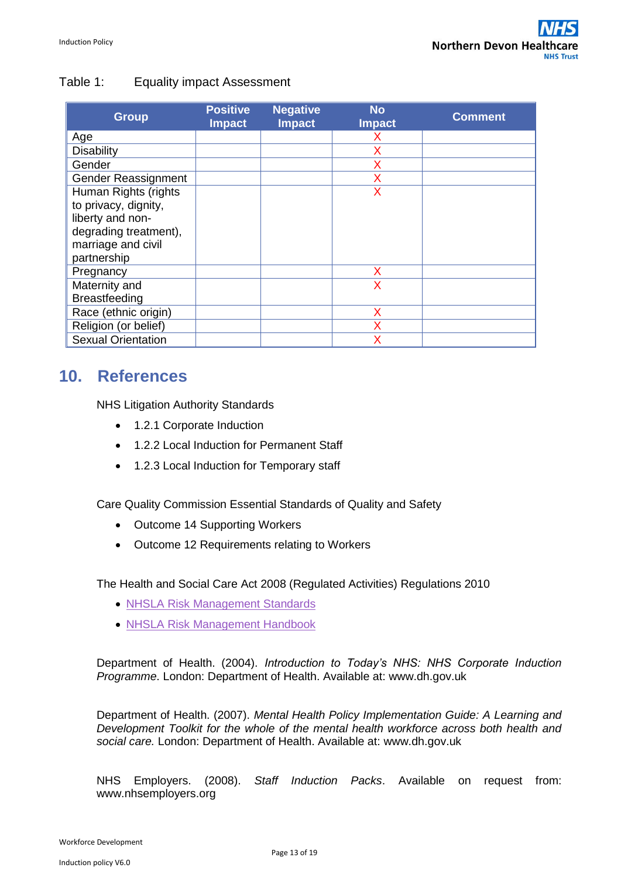Table 1: Equality impact Assessment

| Group | Positive Impact | Negative Impact | No Impact | Comment |
|---|---|---|---|---|
| Age | | | X | |
| Disability | | | X | |
| Gender | | | X | |
| Gender Reassignment | | | X | |
| Human Rights (rights to privacy, dignity, liberty and non-degrading treatment), marriage and civil partnership | | | X | |
| Pregnancy | | | X | |
| Maternity and Breastfeeding | | | X | |
| Race (ethnic origin) | | | X | |
| Religion (or belief) | | | X | |
| Sexual Orientation | | | X | |

## 10. References

NHS Litigation Authority Standards

- 1.2.1 Corporate Induction
- 1.2.2 Local Induction for Permanent Staff
- 1.2.3 Local Induction for Temporary staff

Care Quality Commission Essential Standards of Quality and Safety

- Outcome 14 Supporting Workers
- Outcome 12 Requirements relating to Workers

The Health and Social Care Act 2008 (Regulated Activities) Regulations 2010

- NHSLA Risk Management Standards
- NHSLA Risk Management Handbook

Department of Health. (2004). *Introduction to Today's NHS: NHS Corporate Induction Programme*. London: Department of Health. Available at: www.dh.gov.uk

Department of Health. (2007). *Mental Health Policy Implementation Guide: A Learning and Development Toolkit for the whole of the mental health workforce across both health and social care.* London: Department of Health. Available at: www.dh.gov.uk

NHS Employers. (2008). *Staff Induction Packs*. Available on request from: www.nhsemployers.org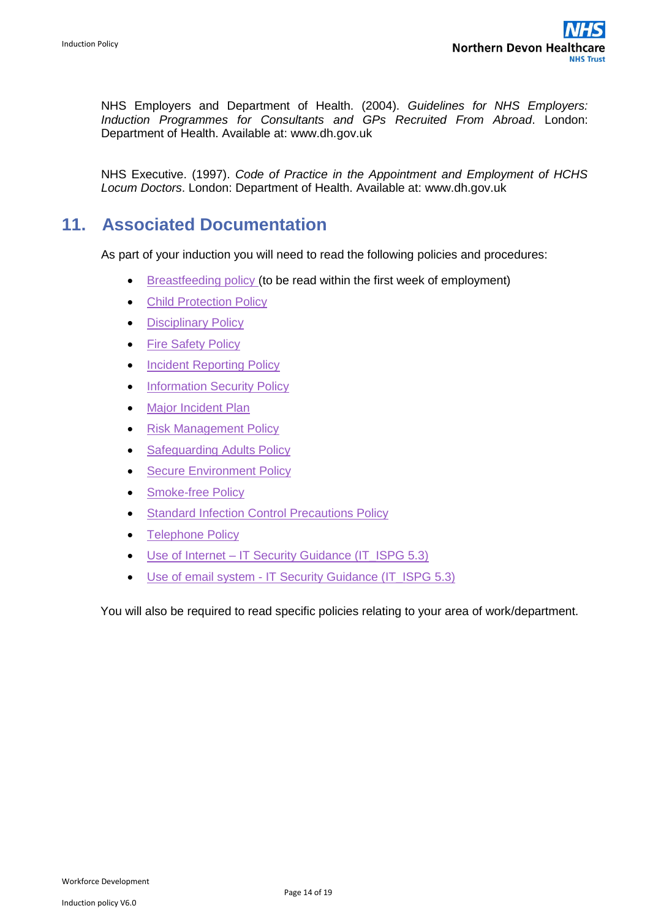NHS Employers and Department of Health. (2004). *Guidelines for NHS Employers: Induction Programmes for Consultants and GPs Recruited From Abroad*. London: Department of Health. Available at: www.dh.gov.uk

NHS Executive. (1997). *Code of Practice in the Appointment and Employment of HCHS Locum Doctors*. London: Department of Health. Available at: www.dh.gov.uk

## 11. Associated Documentation

As part of your induction you will need to read the following policies and procedures:

- Breastfeeding policy (to be read within the first week of employment)
- Child Protection Policy
- Disciplinary Policy
- Fire Safety Policy
- Incident Reporting Policy
- Information Security Policy
- Major Incident Plan
- Risk Management Policy
- Safeguarding Adults Policy
- Secure Environment Policy
- Smoke-free Policy
- Standard Infection Control Precautions Policy
- Telephone Policy
- Use of Internet – IT Security Guidance (IT_ISPG 5.3)
- Use of email system - IT Security Guidance (IT_ISPG 5.3)

You will also be required to read specific policies relating to your area of work/department.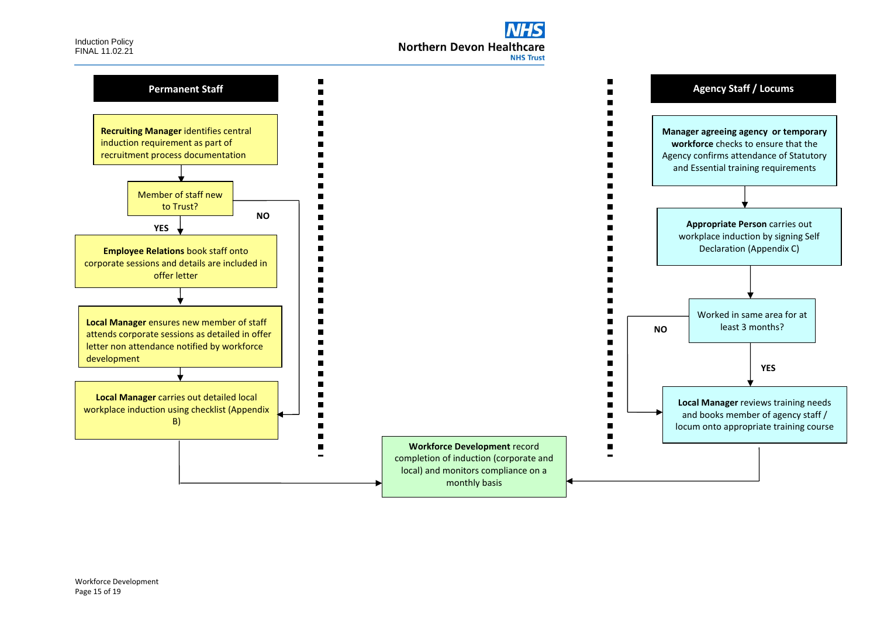## Permanent Staff

**Recruiting Manager** identifies central induction requirement as part of recruitment process documentation

Member of staff new to Trust?

- **YES**: **Employee Relations** book staff onto corporate sessions and details are included in offer letter
  - **Local Manager** ensures new member of staff attends corporate sessions as detailed in offer letter non attendance notified by workforce development
- **NO**: go to Local Manager workplace induction (below)

**Local Manager** carries out detailed local workplace induction using checklist (Appendix B)

## Agency Staff / Locums

**Manager agreeing agency or temporary workforce** checks to ensure that the Agency confirms attendance of Statutory and Essential training requirements

**Appropriate Person** carries out workplace induction by signing Self Declaration (Appendix C)

Worked in same area for at least 3 months?

- **YES** / **NO**: **Local Manager** reviews training needs and books member of agency staff / locum onto appropriate training course

## Both routes

**Workforce Development** record completion of induction (corporate and local) and monitors compliance on a monthly basis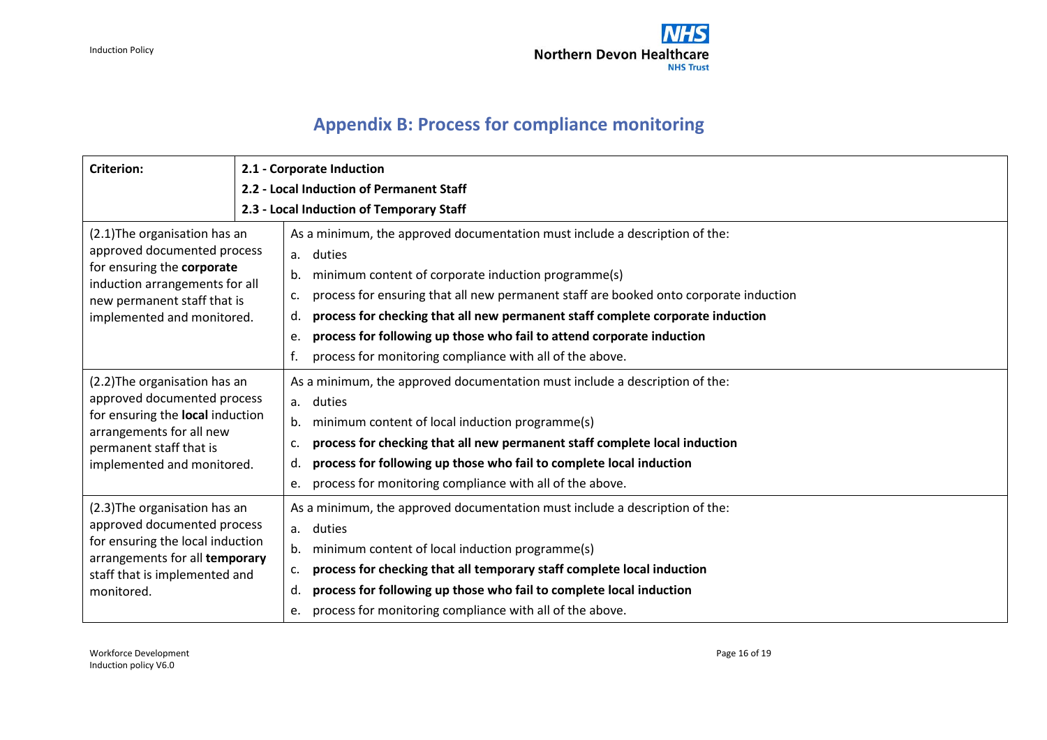# Appendix B: Process for compliance monitoring

| Criterion: | **2.1 - Corporate Induction**<br>**2.2 - Local Induction of Permanent Staff**<br>**2.3 - Local Induction of Temporary Staff** |
|---|---|
| (2.1)The organisation has an approved documented process for ensuring the **corporate** induction arrangements for all new permanent staff that is implemented and monitored. | As a minimum, the approved documentation must include a description of the:<br>a. duties<br>b. minimum content of corporate induction programme(s)<br>c. process for ensuring that all new permanent staff are booked onto corporate induction<br>d. **process for checking that all new permanent staff complete corporate induction**<br>e. **process for following up those who fail to attend corporate induction**<br>f. process for monitoring compliance with all of the above. |
| (2.2)The organisation has an approved documented process for ensuring the **local** induction arrangements for all new permanent staff that is implemented and monitored. | As a minimum, the approved documentation must include a description of the:<br>a. duties<br>b. minimum content of local induction programme(s)<br>c. **process for checking that all new permanent staff complete local induction**<br>d. **process for following up those who fail to complete local induction**<br>e. process for monitoring compliance with all of the above. |
| (2.3)The organisation has an approved documented process for ensuring the local induction arrangements for all **temporary** staff that is implemented and monitored. | As a minimum, the approved documentation must include a description of the:<br>a. duties<br>b. minimum content of local induction programme(s)<br>c. **process for checking that all temporary staff complete local induction**<br>d. **process for following up those who fail to complete local induction**<br>e. process for monitoring compliance with all of the above. |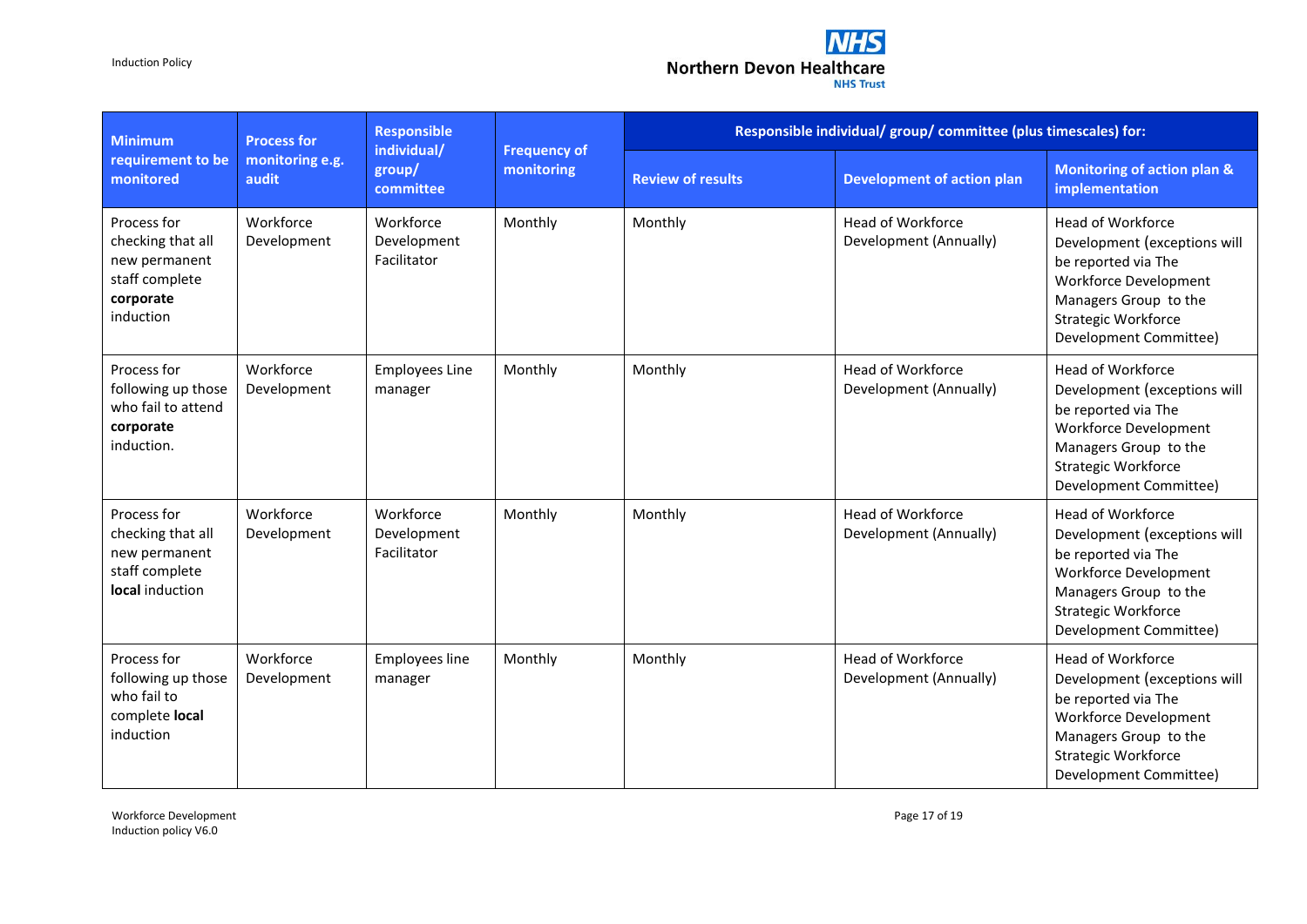| Minimum requirement to be monitored | Process for monitoring e.g. audit | Responsible individual/ group/ committee | Frequency of monitoring | Responsible individual/ group/ committee (plus timescales) for: | | |
|---|---|---|---|---|---|---|
| | | | | Review of results | Development of action plan | Monitoring of action plan & implementation |
| Process for checking that all new permanent staff complete **corporate** induction | Workforce Development | Workforce Development Facilitator | Monthly | Monthly | Head of Workforce Development (Annually) | Head of Workforce Development (exceptions will be reported via The Workforce Development Managers Group to the Strategic Workforce Development Committee) |
| Process for following up those who fail to attend **corporate** induction. | Workforce Development | Employees Line manager | Monthly | Monthly | Head of Workforce Development (Annually) | Head of Workforce Development (exceptions will be reported via The Workforce Development Managers Group to the Strategic Workforce Development Committee) |
| Process for checking that all new permanent staff complete **local** induction | Workforce Development | Workforce Development Facilitator | Monthly | Monthly | Head of Workforce Development (Annually) | Head of Workforce Development (exceptions will be reported via The Workforce Development Managers Group to the Strategic Workforce Development Committee) |
| Process for following up those who fail to complete **local** induction | Workforce Development | Employees line manager | Monthly | Monthly | Head of Workforce Development (Annually) | Head of Workforce Development (exceptions will be reported via The Workforce Development Managers Group to the Strategic Workforce Development Committee) |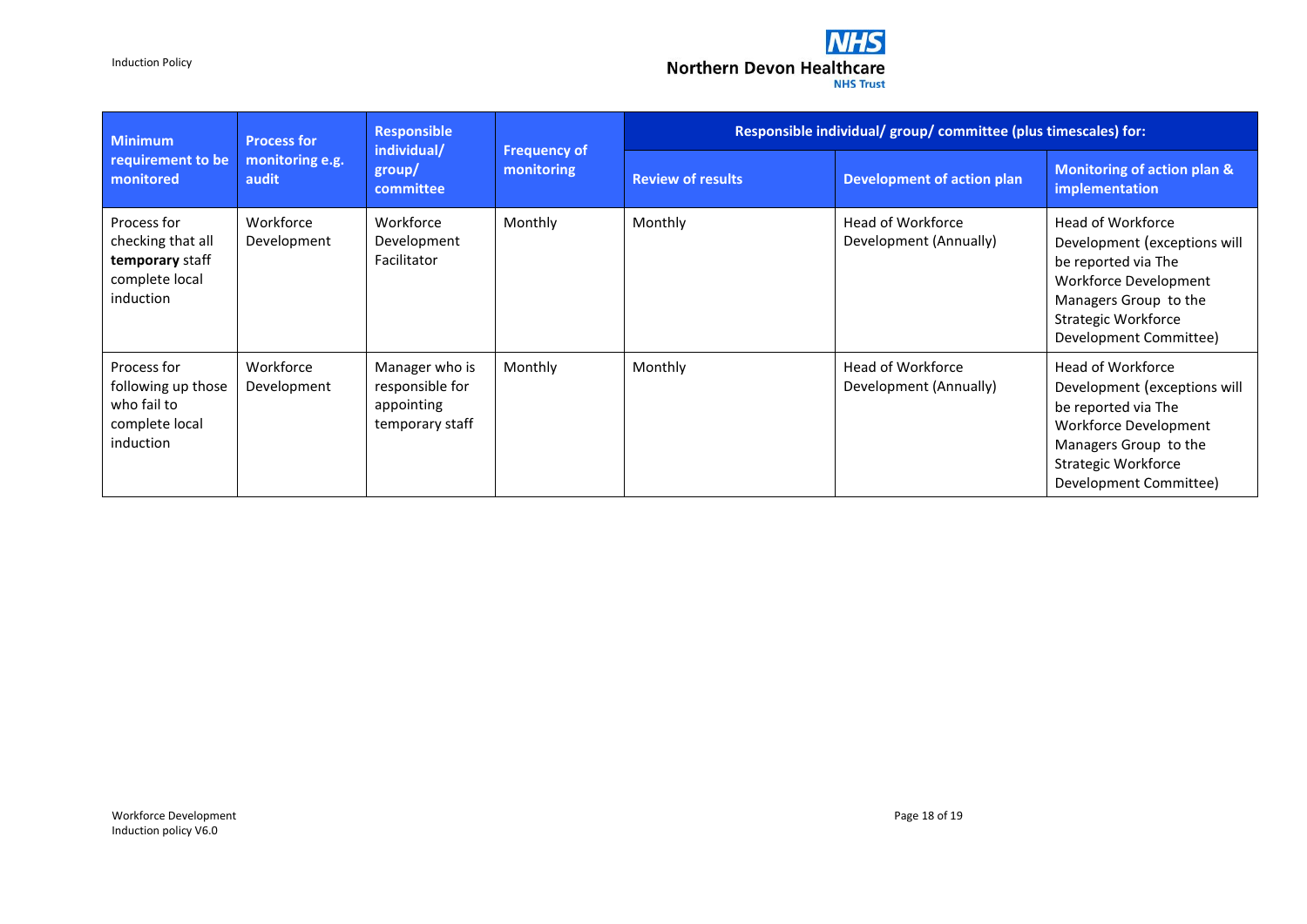| Minimum requirement to be monitored | Process for monitoring e.g. audit | Responsible individual/ group/ committee | Frequency of monitoring | Responsible individual/ group/ committee (plus timescales) for: | | |
|---|---|---|---|---|---|---|
| | | | | Review of results | Development of action plan | Monitoring of action plan & implementation |
| Process for checking that all **temporary** staff complete local induction | Workforce Development | Workforce Development Facilitator | Monthly | Monthly | Head of Workforce Development (Annually) | Head of Workforce Development (exceptions will be reported via The Workforce Development Managers Group to the Strategic Workforce Development Committee) |
| Process for following up those who fail to complete local induction | Workforce Development | Manager who is responsible for appointing temporary staff | Monthly | Monthly | Head of Workforce Development (Annually) | Head of Workforce Development (exceptions will be reported via The Workforce Development Managers Group to the Strategic Workforce Development Committee) |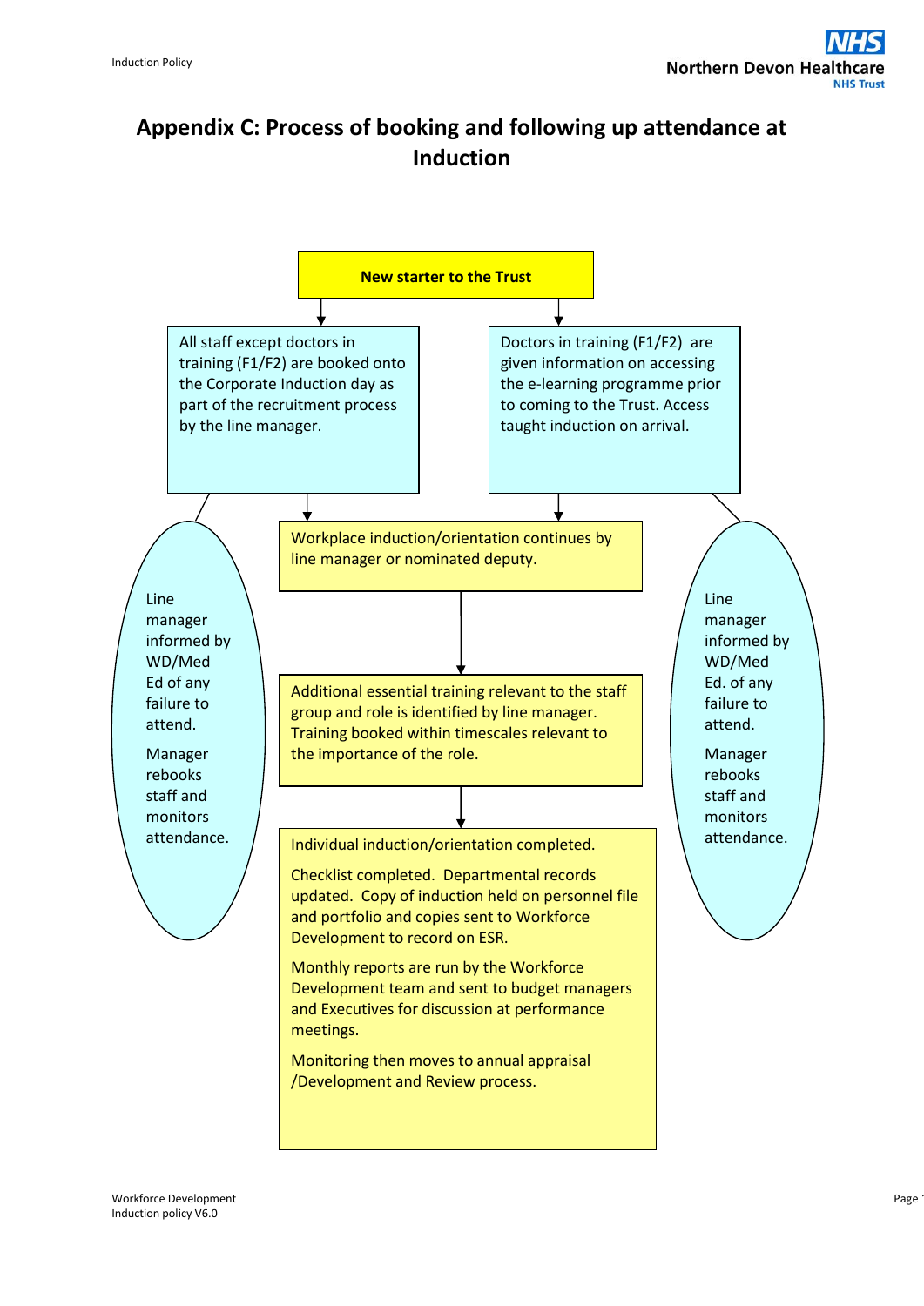# Appendix C: Process of booking and following up attendance at Induction

**New starter to the Trust**

All staff except doctors in training (F1/F2) are booked onto the Corporate Induction day as part of the recruitment process by the line manager.

Doctors in training (F1/F2) are given information on accessing the e-learning programme prior to coming to the Trust. Access taught induction on arrival.

Line manager informed by WD/Med Ed of any failure to attend.

Manager rebooks staff and monitors attendance.

Workplace induction/orientation continues by line manager or nominated deputy.

Additional essential training relevant to the staff group and role is identified by line manager. Training booked within timescales relevant to the importance of the role.

Individual induction/orientation completed.

Checklist completed. Departmental records updated. Copy of induction held on personnel file and portfolio and copies sent to Workforce Development to record on ESR.

Monthly reports are run by the Workforce Development team and sent to budget managers and Executives for discussion at performance meetings.

Monitoring then moves to annual appraisal /Development and Review process.

Line manager informed by WD/Med Ed. of any failure to attend.

Manager rebooks staff and monitors attendance.